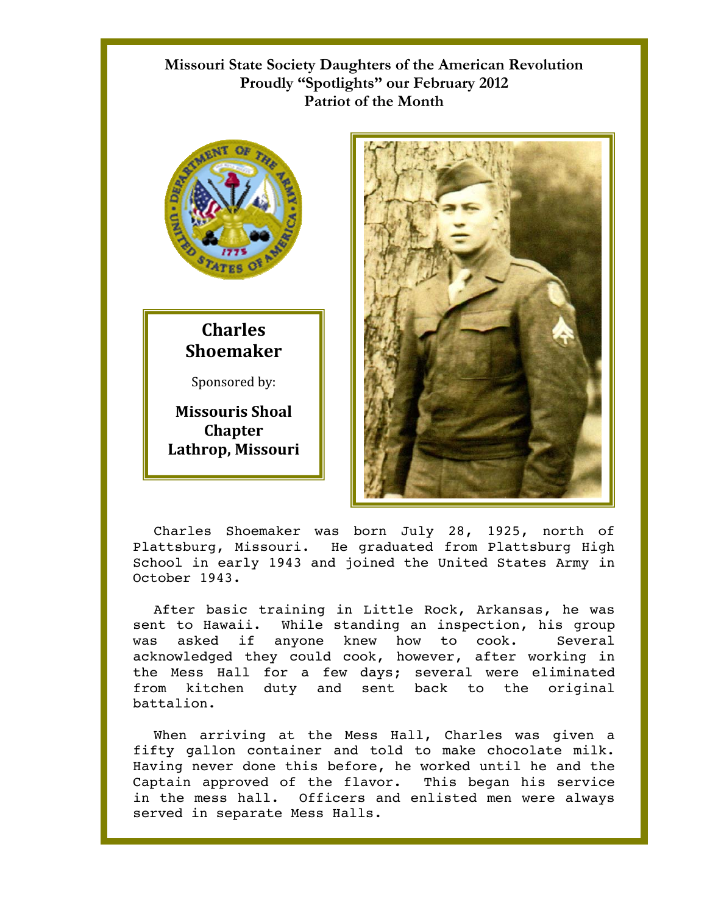**Missouri State Society Daughters of the American Revolution**
**Proudly "Spotlights" our February 2012**
**Patriot of the Month**

## Charles Shoemaker

Sponsored by:

**Missouris Shoal Chapter**
**Lathrop, Missouri**

Charles Shoemaker was born July 28, 1925, north of Plattsburg, Missouri. He graduated from Plattsburg High School in early 1943 and joined the United States Army in October 1943.

After basic training in Little Rock, Arkansas, he was sent to Hawaii. While standing an inspection, his group was asked if anyone knew how to cook. Several acknowledged they could cook, however, after working in the Mess Hall for a few days; several were eliminated from kitchen duty and sent back to the original battalion.

When arriving at the Mess Hall, Charles was given a fifty gallon container and told to make chocolate milk. Having never done this before, he worked until he and the Captain approved of the flavor. This began his service in the mess hall. Officers and enlisted men were always served in separate Mess Halls.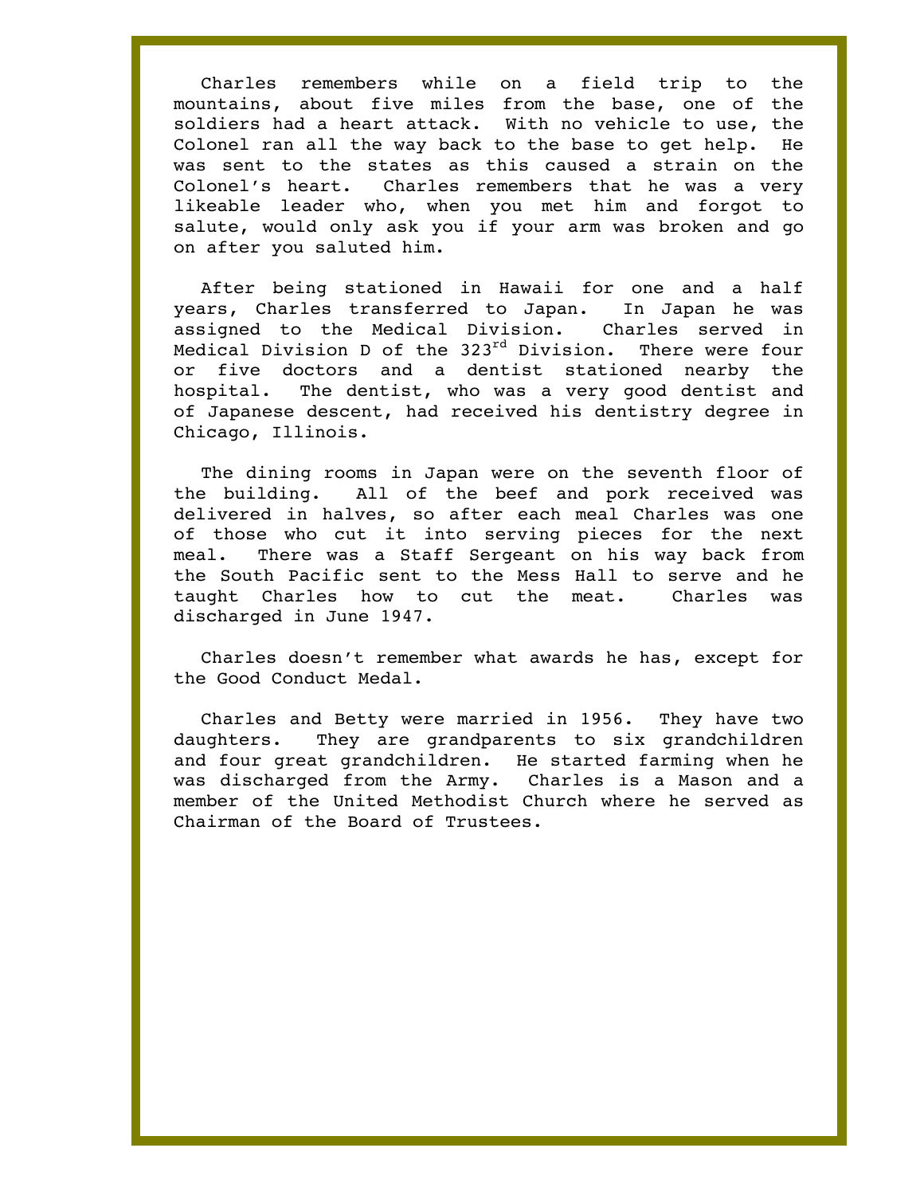Charles remembers while on a field trip to the mountains, about five miles from the base, one of the soldiers had a heart attack. With no vehicle to use, the Colonel ran all the way back to the base to get help. He was sent to the states as this caused a strain on the Colonel's heart. Charles remembers that he was a very likeable leader who, when you met him and forgot to salute, would only ask you if your arm was broken and go on after you saluted him.

After being stationed in Hawaii for one and a half years, Charles transferred to Japan. In Japan he was assigned to the Medical Division. Charles served in Medical Division D of the 323rd Division. There were four or five doctors and a dentist stationed nearby the hospital. The dentist, who was a very good dentist and of Japanese descent, had received his dentistry degree in Chicago, Illinois.

The dining rooms in Japan were on the seventh floor of the building. All of the beef and pork received was delivered in halves, so after each meal Charles was one of those who cut it into serving pieces for the next meal. There was a Staff Sergeant on his way back from the South Pacific sent to the Mess Hall to serve and he taught Charles how to cut the meat. Charles was discharged in June 1947.

Charles doesn't remember what awards he has, except for the Good Conduct Medal.

Charles and Betty were married in 1956. They have two daughters. They are grandparents to six grandchildren and four great grandchildren. He started farming when he was discharged from the Army. Charles is a Mason and a member of the United Methodist Church where he served as Chairman of the Board of Trustees.